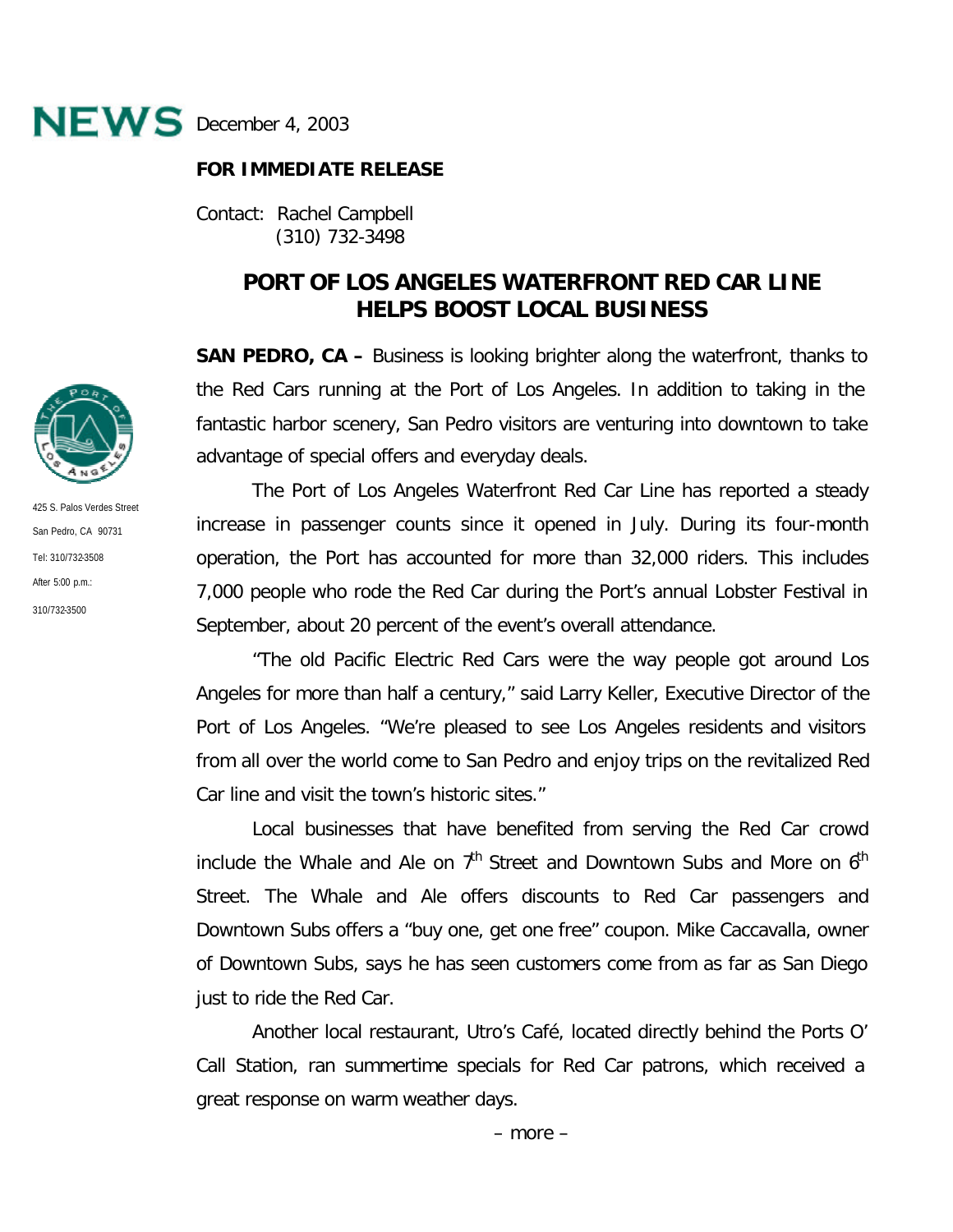**NEWS** December 4, 2003

**FOR IMMEDIATE RELEASE**

Contact: Rachel Campbell
(310) 732-3498

425 S. Palos Verdes Street
San Pedro, CA 90731
Tel: 310/732-3508
After 5:00 p.m.:
310/732-3500

# PORT OF LOS ANGELES WATERFRONT RED CAR LINE HELPS BOOST LOCAL BUSINESS

**SAN PEDRO, CA –** Business is looking brighter along the waterfront, thanks to the Red Cars running at the Port of Los Angeles. In addition to taking in the fantastic harbor scenery, San Pedro visitors are venturing into downtown to take advantage of special offers and everyday deals.

The Port of Los Angeles Waterfront Red Car Line has reported a steady increase in passenger counts since it opened in July. During its four-month operation, the Port has accounted for more than 32,000 riders. This includes 7,000 people who rode the Red Car during the Port's annual Lobster Festival in September, about 20 percent of the event's overall attendance.

"The old Pacific Electric Red Cars were the way people got around Los Angeles for more than half a century," said Larry Keller, Executive Director of the Port of Los Angeles. "We're pleased to see Los Angeles residents and visitors from all over the world come to San Pedro and enjoy trips on the revitalized Red Car line and visit the town's historic sites."

Local businesses that have benefited from serving the Red Car crowd include the Whale and Ale on 7th Street and Downtown Subs and More on 6th Street. The Whale and Ale offers discounts to Red Car passengers and Downtown Subs offers a "buy one, get one free" coupon. Mike Caccavalla, owner of Downtown Subs, says he has seen customers come from as far as San Diego just to ride the Red Car.

Another local restaurant, Utro's Café, located directly behind the Ports O' Call Station, ran summertime specials for Red Car patrons, which received a great response on warm weather days.

– more –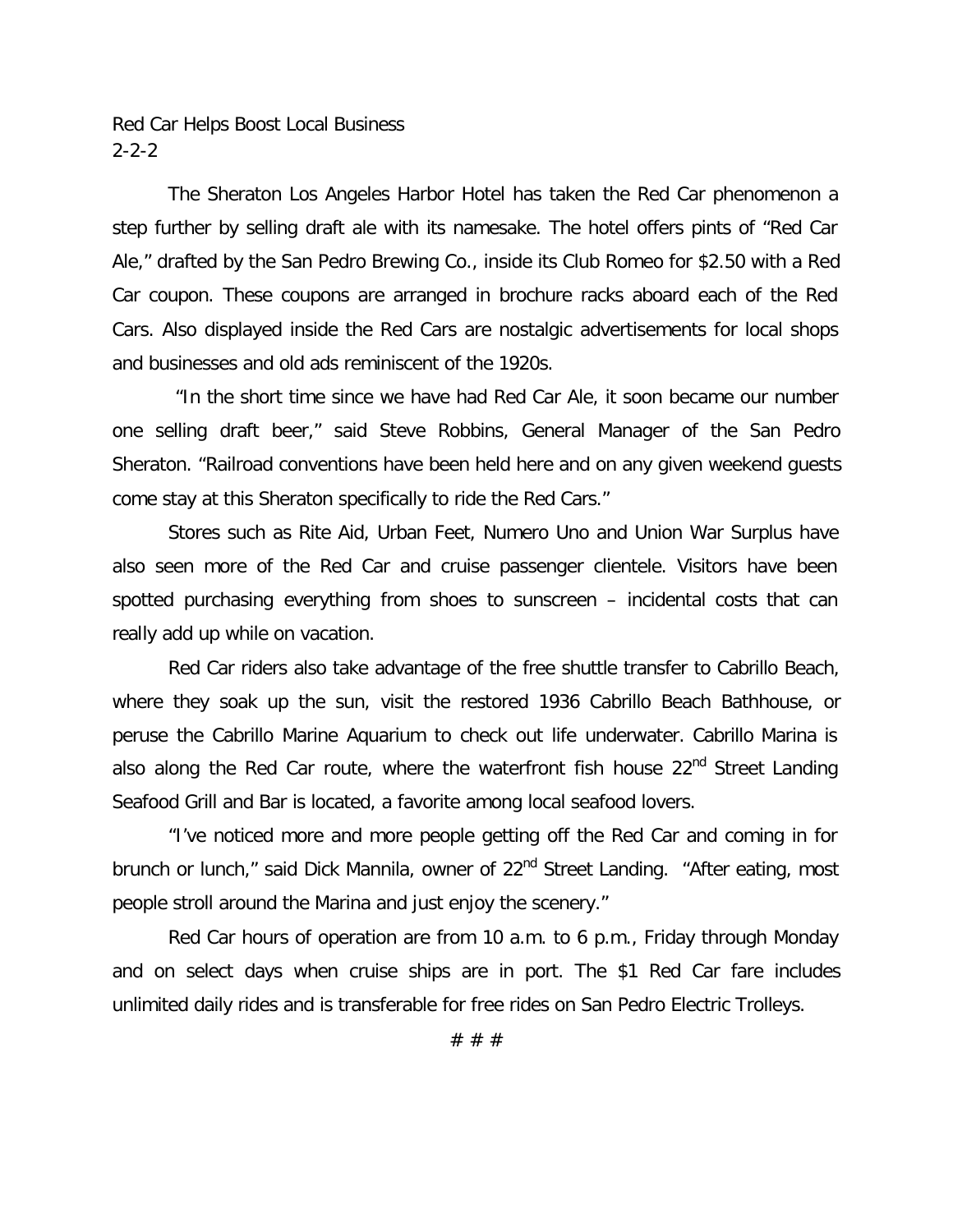The Sheraton Los Angeles Harbor Hotel has taken the Red Car phenomenon a step further by selling draft ale with its namesake. The hotel offers pints of "Red Car Ale," drafted by the San Pedro Brewing Co., inside its Club Romeo for $2.50 with a Red Car coupon. These coupons are arranged in brochure racks aboard each of the Red Cars. Also displayed inside the Red Cars are nostalgic advertisements for local shops and businesses and old ads reminiscent of the 1920s.

"In the short time since we have had Red Car Ale, it soon became our number one selling draft beer," said Steve Robbins, General Manager of the San Pedro Sheraton. "Railroad conventions have been held here and on any given weekend guests come stay at this Sheraton specifically to ride the Red Cars."

Stores such as Rite Aid, Urban Feet, Numero Uno and Union War Surplus have also seen more of the Red Car and cruise passenger clientele. Visitors have been spotted purchasing everything from shoes to sunscreen – incidental costs that can really add up while on vacation.

Red Car riders also take advantage of the free shuttle transfer to Cabrillo Beach, where they soak up the sun, visit the restored 1936 Cabrillo Beach Bathhouse, or peruse the Cabrillo Marine Aquarium to check out life underwater. Cabrillo Marina is also along the Red Car route, where the waterfront fish house 22nd Street Landing Seafood Grill and Bar is located, a favorite among local seafood lovers.

"I've noticed more and more people getting off the Red Car and coming in for brunch or lunch," said Dick Mannila, owner of 22nd Street Landing. "After eating, most people stroll around the Marina and just enjoy the scenery."

Red Car hours of operation are from 10 a.m. to 6 p.m., Friday through Monday and on select days when cruise ships are in port. The $1 Red Car fare includes unlimited daily rides and is transferable for free rides on San Pedro Electric Trolleys.

# # #